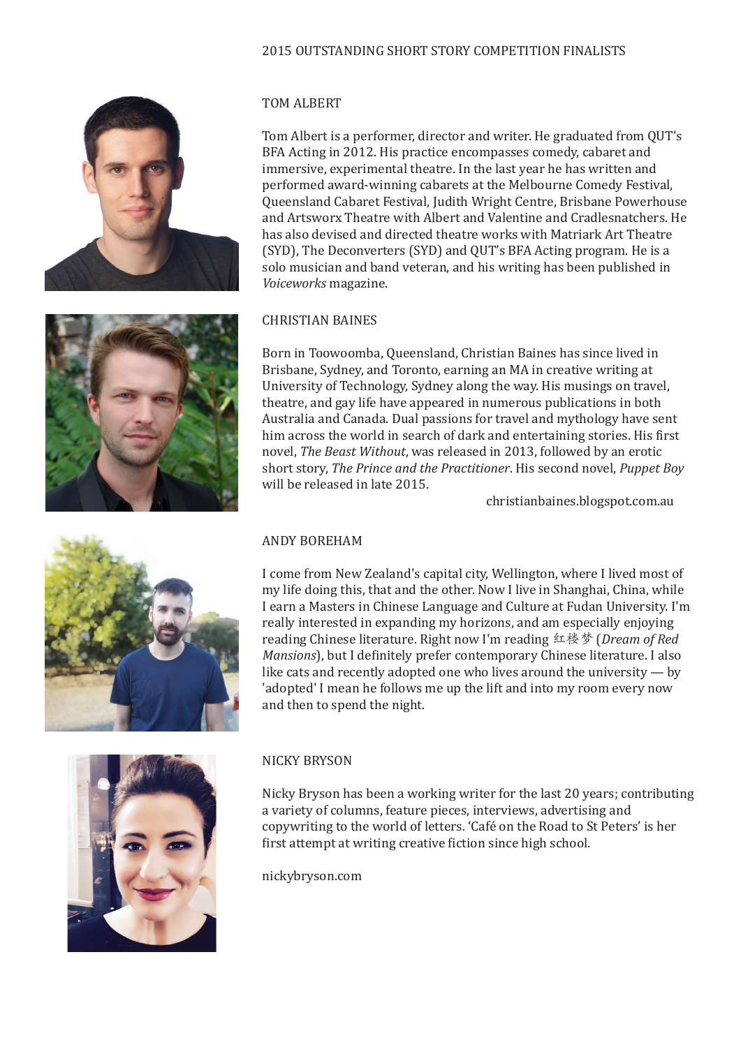# 2015 OUTSTANDING SHORT STORY COMPETITION FINALISTS

## TOM ALBERT

Tom Albert is a performer, director and writer. He graduated from QUT's BFA Acting in 2012. His practice encompasses comedy, cabaret and immersive, experimental theatre. In the last year he has written and performed award-winning cabarets at the Melbourne Comedy Festival, Queensland Cabaret Festival, Judith Wright Centre, Brisbane Powerhouse and Artsworx Theatre with Albert and Valentine and Cradlesnatchers. He has also devised and directed theatre works with Matriark Art Theatre (SYD), The Deconverters (SYD) and QUT's BFA Acting program. He is a solo musician and band veteran, and his writing has been published in *Voiceworks* magazine.

## CHRISTIAN BAINES

Born in Toowoomba, Queensland, Christian Baines has since lived in Brisbane, Sydney, and Toronto, earning an MA in creative writing at University of Technology, Sydney along the way. His musings on travel, theatre, and gay life have appeared in numerous publications in both Australia and Canada. Dual passions for travel and mythology have sent him across the world in search of dark and entertaining stories. His first novel, *The Beast Without*, was released in 2013, followed by an erotic short story, *The Prince and the Practitioner*. His second novel, *Puppet Boy* will be released in late 2015.

christianbaines.blogspot.com.au

## ANDY BOREHAM

I come from New Zealand's capital city, Wellington, where I lived most of my life doing this, that and the other. Now I live in Shanghai, China, while I earn a Masters in Chinese Language and Culture at Fudan University. I'm really interested in expanding my horizons, and am especially enjoying reading Chinese literature. Right now I'm reading 红楼梦 (*Dream of Red Mansions*), but I definitely prefer contemporary Chinese literature. I also like cats and recently adopted one who lives around the university — by 'adopted' I mean he follows me up the lift and into my room every now and then to spend the night.

## NICKY BRYSON

Nicky Bryson has been a working writer for the last 20 years; contributing a variety of columns, feature pieces, interviews, advertising and copywriting to the world of letters. 'Café on the Road to St Peters' is her first attempt at writing creative fiction since high school.

nickybryson.com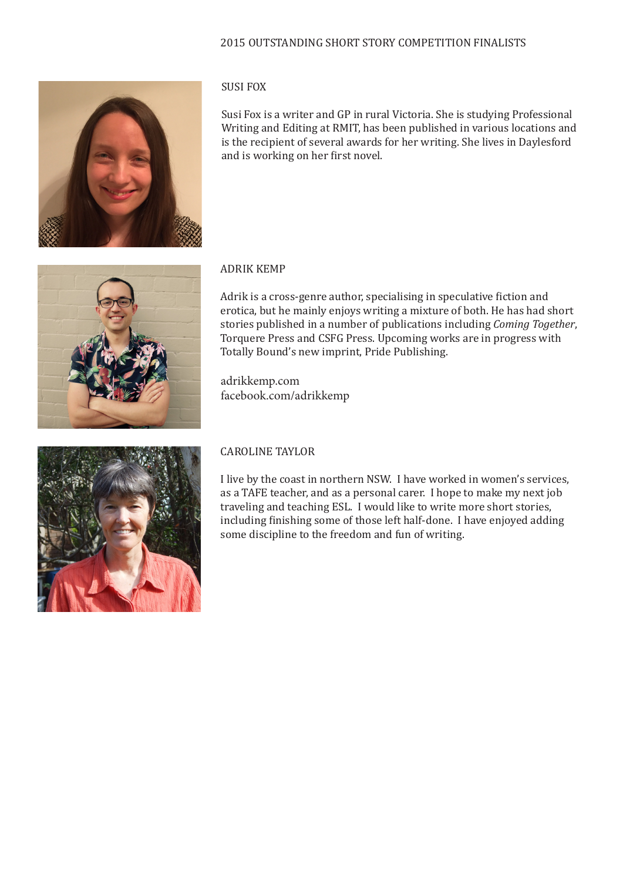# 2015 OUTSTANDING SHORT STORY COMPETITION FINALISTS

## SUSI FOX

Susi Fox is a writer and GP in rural Victoria. She is studying Professional Writing and Editing at RMIT, has been published in various locations and is the recipient of several awards for her writing. She lives in Daylesford and is working on her first novel.

## ADRIK KEMP

Adrik is a cross-genre author, specialising in speculative fiction and erotica, but he mainly enjoys writing a mixture of both. He has had short stories published in a number of publications including *Coming Together*, Torquere Press and CSFG Press. Upcoming works are in progress with Totally Bound's new imprint, Pride Publishing.

adrikkemp.com
facebook.com/adrikkemp

## CAROLINE TAYLOR

I live by the coast in northern NSW. I have worked in women's services, as a TAFE teacher, and as a personal carer. I hope to make my next job traveling and teaching ESL. I would like to write more short stories, including finishing some of those left half-done. I have enjoyed adding some discipline to the freedom and fun of writing.